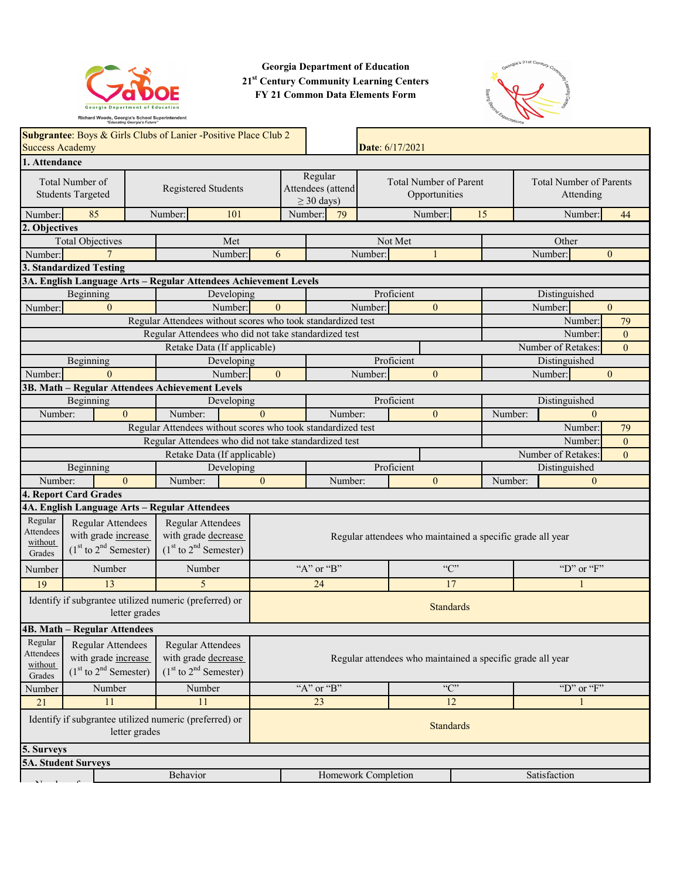**Georgia Department of Education**
**21st Century Community Learning Centers**
**FY 21 Common Data Elements Form**

Richard Woods, Georgia's School Superintendent "Educating Georgia's Future"

**Subgrantee**: Boys & Girls Clubs of Lanier -Positive Place Club 2 Success Academy

**Date**: 6/17/2021

## 1. Attendance

| Total Number of Students Targeted | Registered Students | Regular Attendees (attend ≥ 30 days) | Total Number of Parent Opportunities | Total Number of Parents Attending |
|---|---|---|---|---|
| Number: 85 | Number: 101 | Number: 79 | Number: 15 | Number: 44 |

## 2. Objectives

| Total Objectives | Met | Not Met | Other |
|---|---|---|---|
| Number: 7 | Number: 6 | Number: 1 | Number: 0 |

## 3. Standardized Testing

### 3A. English Language Arts – Regular Attendees Achievement Levels

| Beginning | Developing | Proficient | Distinguished |
|---|---|---|---|
| Number: 0 | Number: 0 | Number: 0 | Number: 0 |

| | |
|---|---|
| Regular Attendees without scores who took standardized test | Number: 79 |
| Regular Attendees who did not take standardized test | Number: 0 |
| Retake Data (If applicable) | Number of Retakes: 0 |

| Beginning | Developing | Proficient | Distinguished |
|---|---|---|---|
| Number: 0 | Number: 0 | Number: 0 | Number: 0 |

### 3B. Math – Regular Attendees Achievement Levels

| Beginning | Developing | Proficient | Distinguished |
|---|---|---|---|
| Number: 0 | Number: 0 | Number: 0 | Number: 0 |

| | |
|---|---|
| Regular Attendees without scores who took standardized test | Number: 79 |
| Regular Attendees who did not take standardized test | Number: 0 |
| Retake Data (If applicable) | Number of Retakes: 0 |

| Beginning | Developing | Proficient | Distinguished |
|---|---|---|---|
| Number: 0 | Number: 0 | Number: 0 | Number: 0 |

## 4. Report Card Grades

### 4A. English Language Arts – Regular Attendees

| Regular Attendees without Grades | Regular Attendees with grade increase (1st to 2nd Semester) | Regular Attendees with grade decrease (1st to 2nd Semester) | Regular attendees who maintained a specific grade all year | | |
|---|---|---|---|---|---|
| Number | Number | Number | "A" or "B" | "C" | "D" or "F" |
| 19 | 13 | 5 | 24 | 17 | 1 |

| Identify if subgrantee utilized numeric (preferred) or letter grades | Standards |
|---|---|

### 4B. Math – Regular Attendees

| Regular Attendees without Grades | Regular Attendees with grade increase (1st to 2nd Semester) | Regular Attendees with grade decrease (1st to 2nd Semester) | Regular attendees who maintained a specific grade all year | | |
|---|---|---|---|---|---|
| Number | Number | Number | "A" or "B" | "C" | "D" or "F" |
| 21 | 11 | 11 | 23 | 12 | 1 |

| Identify if subgrantee utilized numeric (preferred) or letter grades | Standards |
|---|---|

## 5. Surveys

### 5A. Student Surveys

| | Behavior | Homework Completion | Satisfaction |
|---|---|---|---|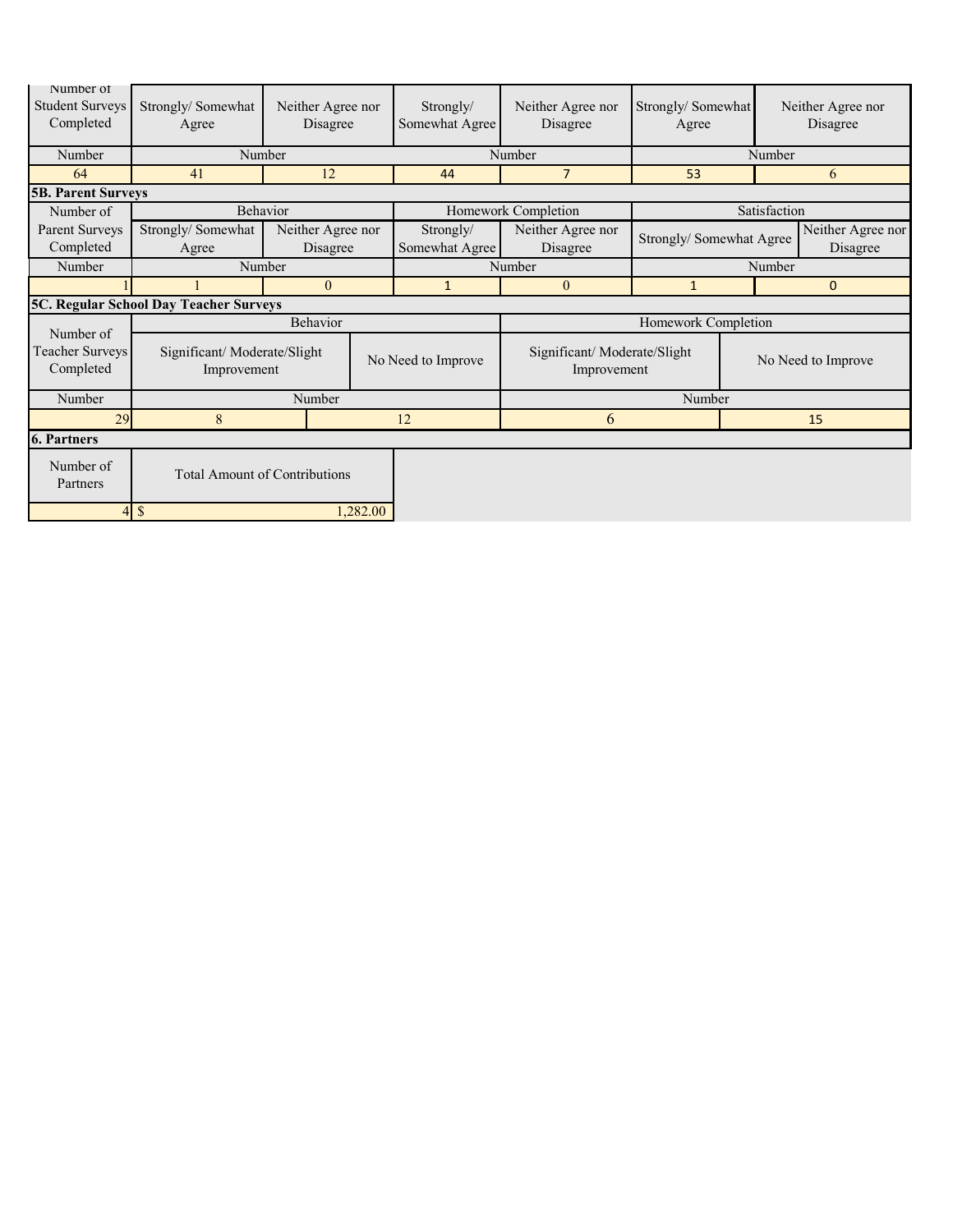| Number of Student Surveys Completed | Strongly/ Somewhat Agree | Neither Agree nor Disagree | Strongly/ Somewhat Agree | Neither Agree nor Disagree | Strongly/ Somewhat Agree | Neither Agree nor Disagree |
|---|---|---|---|---|---|---|
| Number | Number | | Number | | Number | |
| 64 | 41 | 12 | 44 | 7 | 53 | 6 |

**5B. Parent Surveys**

| Number of Parent Surveys Completed | Behavior | | Homework Completion | | Satisfaction | |
|---|---|---|---|---|---|---|
| | Strongly/ Somewhat Agree | Neither Agree nor Disagree | Strongly/ Somewhat Agree | Neither Agree nor Disagree | Strongly/ Somewhat Agree | Neither Agree nor Disagree |
| Number | Number | | Number | | Number | |
| 1 | 1 | 0 | 1 | 0 | 1 | 0 |

**5C. Regular School Day Teacher Surveys**

| Number of Teacher Surveys Completed | Behavior | | Homework Completion | |
|---|---|---|---|---|
| | Significant/ Moderate/Slight Improvement | No Need to Improve | Significant/ Moderate/Slight Improvement | No Need to Improve |
| Number | Number | | Number | |
| 29 | 8 | 12 | 6 | 15 |

**6. Partners**

| Number of Partners | Total Amount of Contributions |
|---|---|
| 4 | $ 1,282.00 |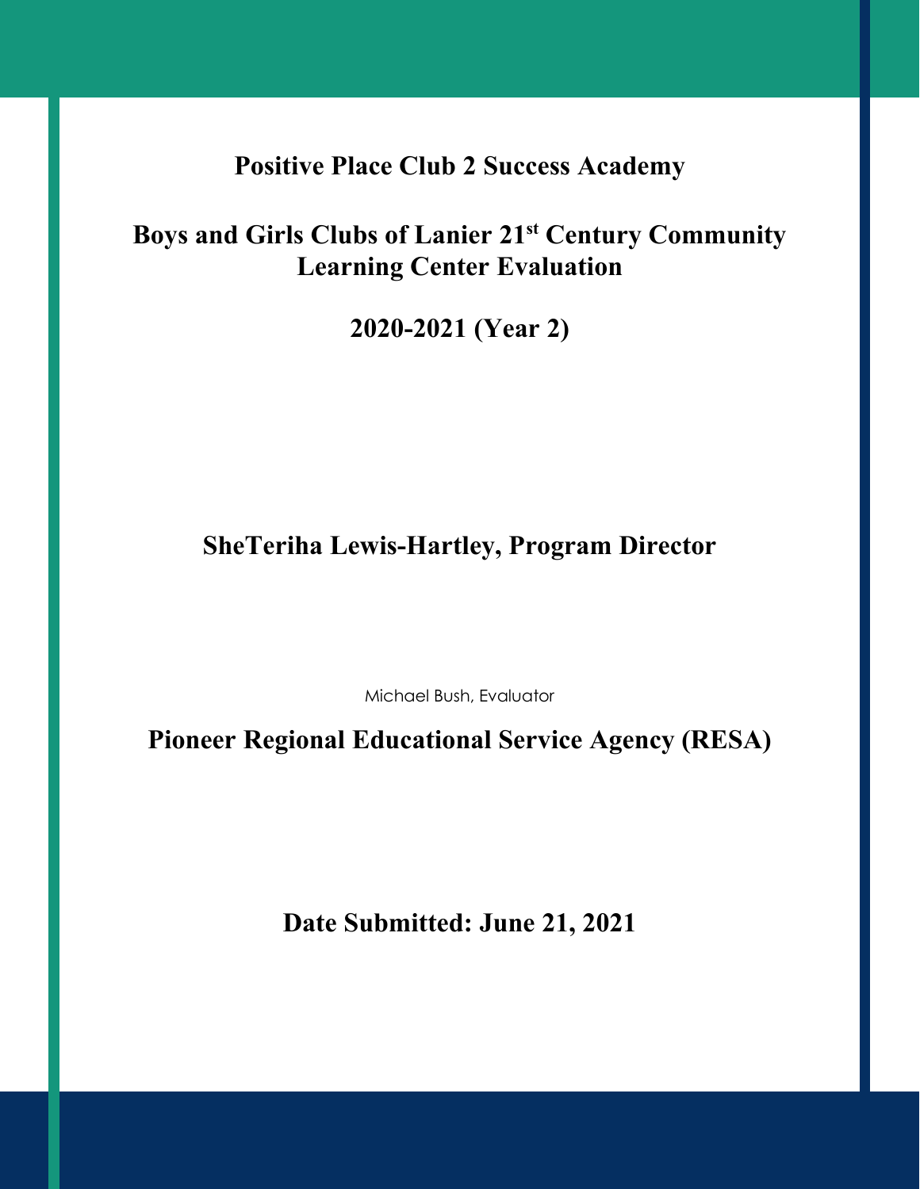# Positive Place Club 2 Success Academy

# Boys and Girls Clubs of Lanier 21st Century Community Learning Center Evaluation

# 2020-2021 (Year 2)

**SheTeriha Lewis-Hartley, Program Director**

Michael Bush, Evaluator

**Pioneer Regional Educational Service Agency (RESA)**

**Date Submitted: June 21, 2021**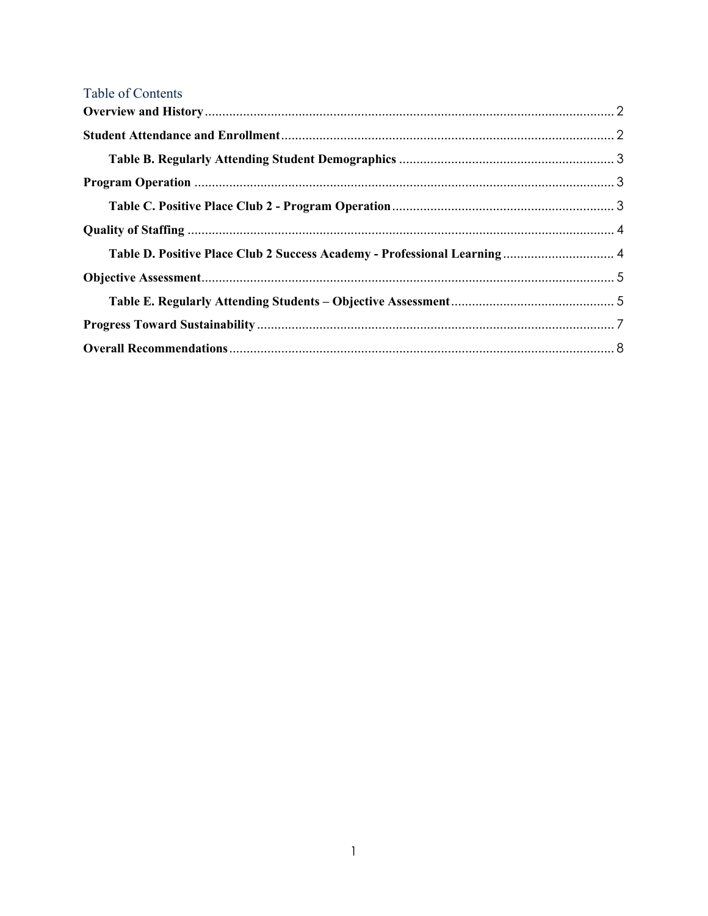## Table of Contents

**Overview and History** ........................................ 2

**Student Attendance and Enrollment** ........................................ 2

- **Table B. Regularly Attending Student Demographics** ........................................ 3

**Program Operation** ........................................ 3

- **Table C. Positive Place Club 2 - Program Operation** ........................................ 3

**Quality of Staffing** ........................................ 4

- **Table D. Positive Place Club 2 Success Academy - Professional Learning** ........................................ 4

**Objective Assessment** ........................................ 5

- **Table E. Regularly Attending Students – Objective Assessment** ........................................ 5

**Progress Toward Sustainability** ........................................ 7

**Overall Recommendations** ........................................ 8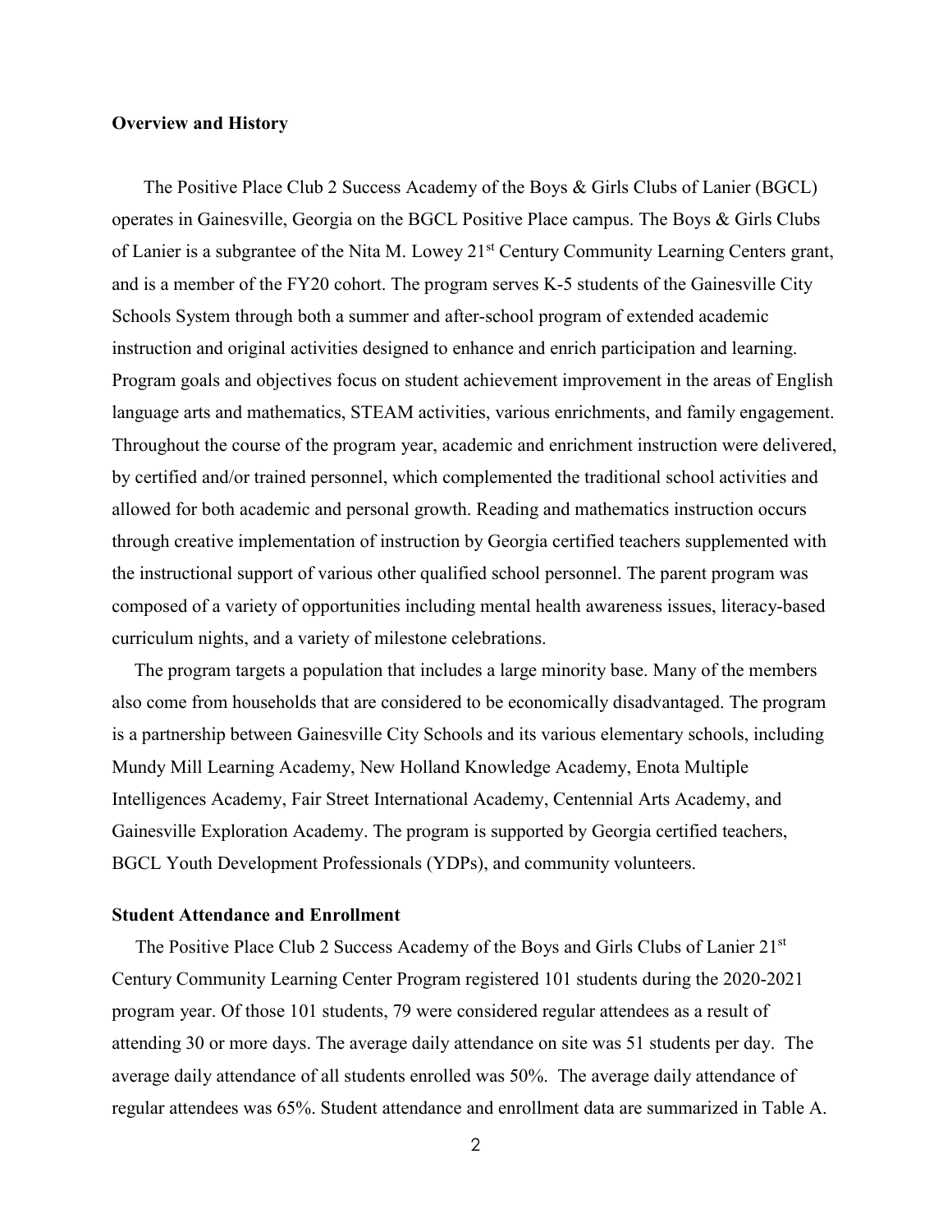## Overview and History

The Positive Place Club 2 Success Academy of the Boys & Girls Clubs of Lanier (BGCL) operates in Gainesville, Georgia on the BGCL Positive Place campus. The Boys & Girls Clubs of Lanier is a subgrantee of the Nita M. Lowey 21st Century Community Learning Centers grant, and is a member of the FY20 cohort. The program serves K-5 students of the Gainesville City Schools System through both a summer and after-school program of extended academic instruction and original activities designed to enhance and enrich participation and learning. Program goals and objectives focus on student achievement improvement in the areas of English language arts and mathematics, STEAM activities, various enrichments, and family engagement. Throughout the course of the program year, academic and enrichment instruction were delivered, by certified and/or trained personnel, which complemented the traditional school activities and allowed for both academic and personal growth. Reading and mathematics instruction occurs through creative implementation of instruction by Georgia certified teachers supplemented with the instructional support of various other qualified school personnel. The parent program was composed of a variety of opportunities including mental health awareness issues, literacy-based curriculum nights, and a variety of milestone celebrations.

The program targets a population that includes a large minority base. Many of the members also come from households that are considered to be economically disadvantaged. The program is a partnership between Gainesville City Schools and its various elementary schools, including Mundy Mill Learning Academy, New Holland Knowledge Academy, Enota Multiple Intelligences Academy, Fair Street International Academy, Centennial Arts Academy, and Gainesville Exploration Academy. The program is supported by Georgia certified teachers, BGCL Youth Development Professionals (YDPs), and community volunteers.

## Student Attendance and Enrollment

The Positive Place Club 2 Success Academy of the Boys and Girls Clubs of Lanier 21st Century Community Learning Center Program registered 101 students during the 2020-2021 program year. Of those 101 students, 79 were considered regular attendees as a result of attending 30 or more days. The average daily attendance on site was 51 students per day. The average daily attendance of all students enrolled was 50%. The average daily attendance of regular attendees was 65%. Student attendance and enrollment data are summarized in Table A.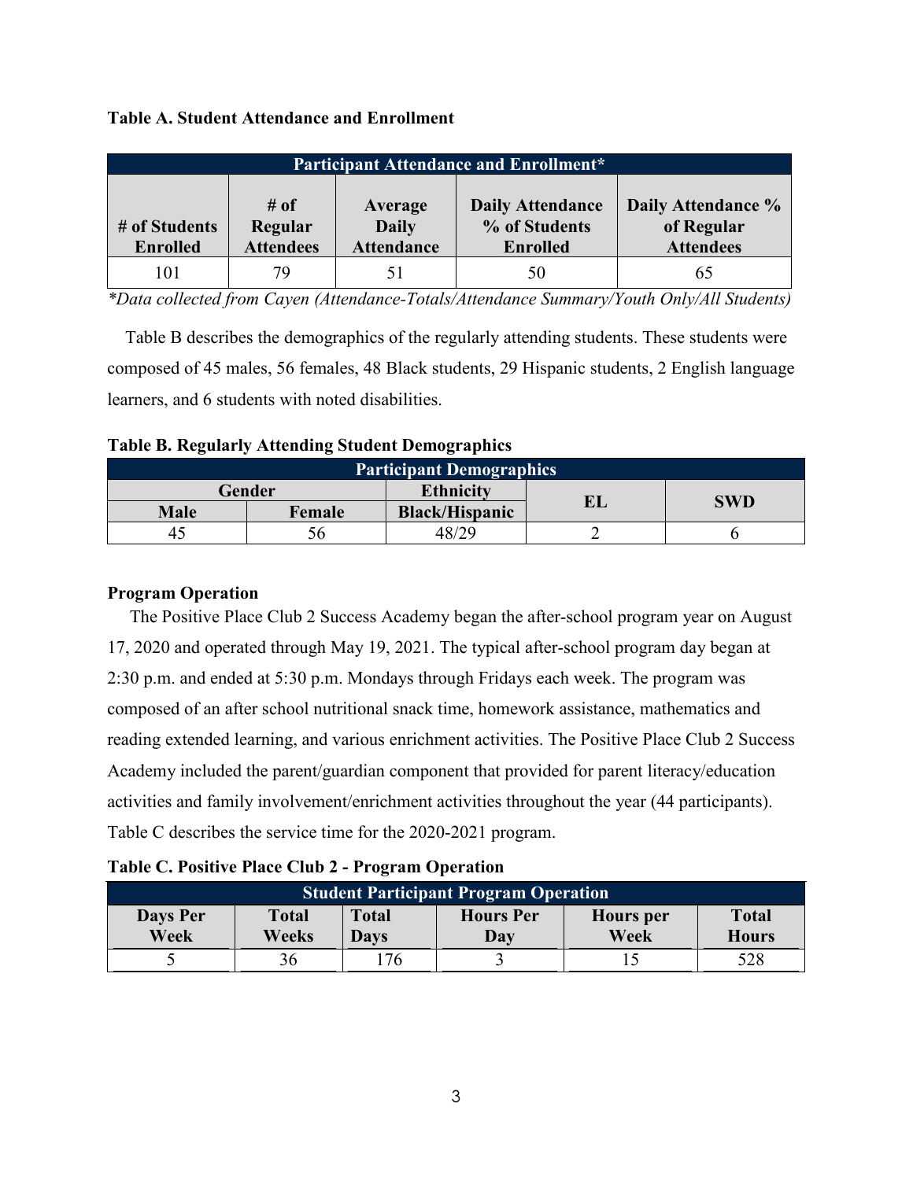**Table A. Student Attendance and Enrollment**

| Participant Attendance and Enrollment* | | | | |
|---|---|---|---|---|
| # of Students Enrolled | # of Regular Attendees | Average Daily Attendance | Daily Attendance % of Students Enrolled | Daily Attendance % of Regular Attendees |
| 101 | 79 | 51 | 50 | 65 |

*Data collected from Cayen (Attendance-Totals/Attendance Summary/Youth Only/All Students)*

Table B describes the demographics of the regularly attending students. These students were composed of 45 males, 56 females, 48 Black students, 29 Hispanic students, 2 English language learners, and 6 students with noted disabilities.

**Table B. Regularly Attending Student Demographics**

| Participant Demographics | | | | |
|---|---|---|---|---|
| Gender | | Ethnicity | EL | SWD |
| Male | Female | Black/Hispanic | | |
| 45 | 56 | 48/29 | 2 | 6 |

**Program Operation**

The Positive Place Club 2 Success Academy began the after-school program year on August 17, 2020 and operated through May 19, 2021. The typical after-school program day began at 2:30 p.m. and ended at 5:30 p.m. Mondays through Fridays each week. The program was composed of an after school nutritional snack time, homework assistance, mathematics and reading extended learning, and various enrichment activities. The Positive Place Club 2 Success Academy included the parent/guardian component that provided for parent literacy/education activities and family involvement/enrichment activities throughout the year (44 participants). Table C describes the service time for the 2020-2021 program.

**Table C. Positive Place Club 2 - Program Operation**

| Student Participant Program Operation | | | | | |
|---|---|---|---|---|---|
| Days Per Week | Total Weeks | Total Days | Hours Per Day | Hours per Week | Total Hours |
| 5 | 36 | 176 | 3 | 15 | 528 |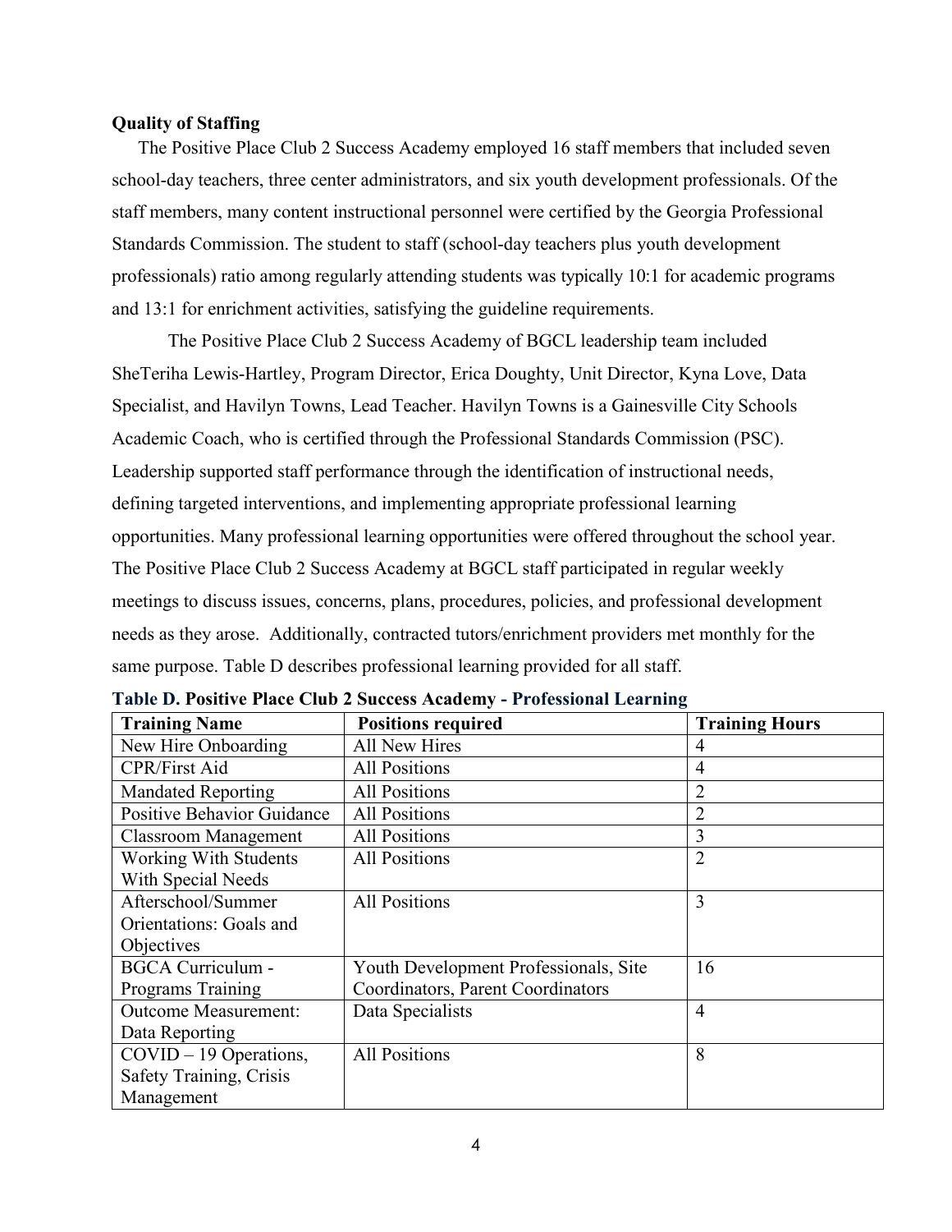**Quality of Staffing**

The Positive Place Club 2 Success Academy employed 16 staff members that included seven school-day teachers, three center administrators, and six youth development professionals. Of the staff members, many content instructional personnel were certified by the Georgia Professional Standards Commission. The student to staff (school-day teachers plus youth development professionals) ratio among regularly attending students was typically 10:1 for academic programs and 13:1 for enrichment activities, satisfying the guideline requirements.

The Positive Place Club 2 Success Academy of BGCL leadership team included SheTeriha Lewis-Hartley, Program Director, Erica Doughty, Unit Director, Kyna Love, Data Specialist, and Havilyn Towns, Lead Teacher. Havilyn Towns is a Gainesville City Schools Academic Coach, who is certified through the Professional Standards Commission (PSC). Leadership supported staff performance through the identification of instructional needs, defining targeted interventions, and implementing appropriate professional learning opportunities. Many professional learning opportunities were offered throughout the school year. The Positive Place Club 2 Success Academy at BGCL staff participated in regular weekly meetings to discuss issues, concerns, plans, procedures, policies, and professional development needs as they arose. Additionally, contracted tutors/enrichment providers met monthly for the same purpose. Table D describes professional learning provided for all staff.

**Table D. Positive Place Club 2 Success Academy - Professional Learning**

| Training Name | Positions required | Training Hours |
|---|---|---|
| New Hire Onboarding | All New Hires | 4 |
| CPR/First Aid | All Positions | 4 |
| Mandated Reporting | All Positions | 2 |
| Positive Behavior Guidance | All Positions | 2 |
| Classroom Management | All Positions | 3 |
| Working With Students With Special Needs | All Positions | 2 |
| Afterschool/Summer Orientations: Goals and Objectives | All Positions | 3 |
| BGCA Curriculum - Programs Training | Youth Development Professionals, Site Coordinators, Parent Coordinators | 16 |
| Outcome Measurement: Data Reporting | Data Specialists | 4 |
| COVID – 19 Operations, Safety Training, Crisis Management | All Positions | 8 |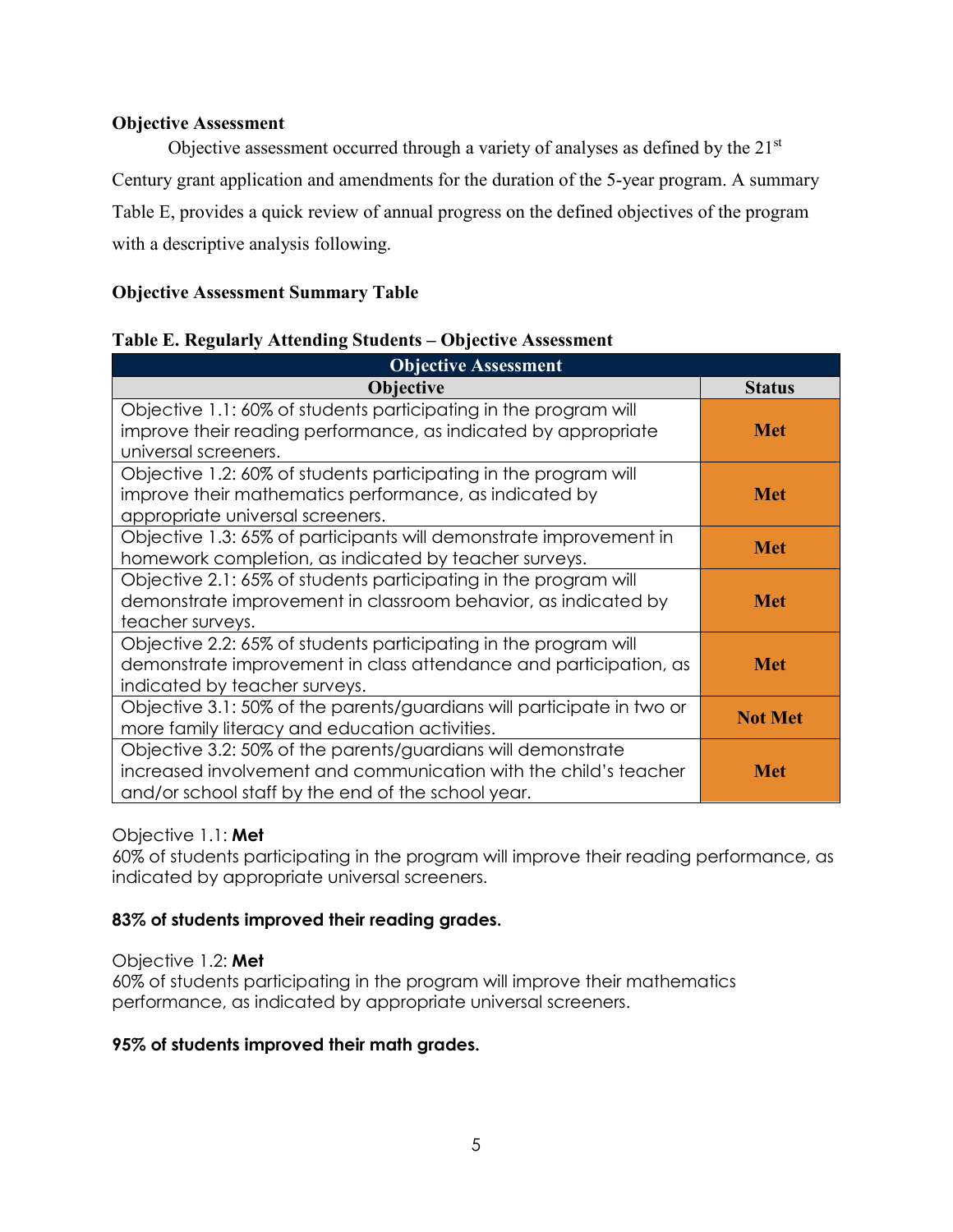**Objective Assessment**

Objective assessment occurred through a variety of analyses as defined by the 21st Century grant application and amendments for the duration of the 5-year program. A summary Table E, provides a quick review of annual progress on the defined objectives of the program with a descriptive analysis following.

**Objective Assessment Summary Table**

**Table E. Regularly Attending Students – Objective Assessment**

| Objective Assessment | |
|---|---|
| **Objective** | **Status** |
| Objective 1.1: 60% of students participating in the program will improve their reading performance, as indicated by appropriate universal screeners. | **Met** |
| Objective 1.2: 60% of students participating in the program will improve their mathematics performance, as indicated by appropriate universal screeners. | **Met** |
| Objective 1.3: 65% of participants will demonstrate improvement in homework completion, as indicated by teacher surveys. | **Met** |
| Objective 2.1: 65% of students participating in the program will demonstrate improvement in classroom behavior, as indicated by teacher surveys. | **Met** |
| Objective 2.2: 65% of students participating in the program will demonstrate improvement in class attendance and participation, as indicated by teacher surveys. | **Met** |
| Objective 3.1: 50% of the parents/guardians will participate in two or more family literacy and education activities. | **Not Met** |
| Objective 3.2: 50% of the parents/guardians will demonstrate increased involvement and communication with the child's teacher and/or school staff by the end of the school year. | **Met** |

Objective 1.1: **Met**
60% of students participating in the program will improve their reading performance, as indicated by appropriate universal screeners.

**83% of students improved their reading grades.**

Objective 1.2: **Met**
60% of students participating in the program will improve their mathematics performance, as indicated by appropriate universal screeners.

**95% of students improved their math grades.**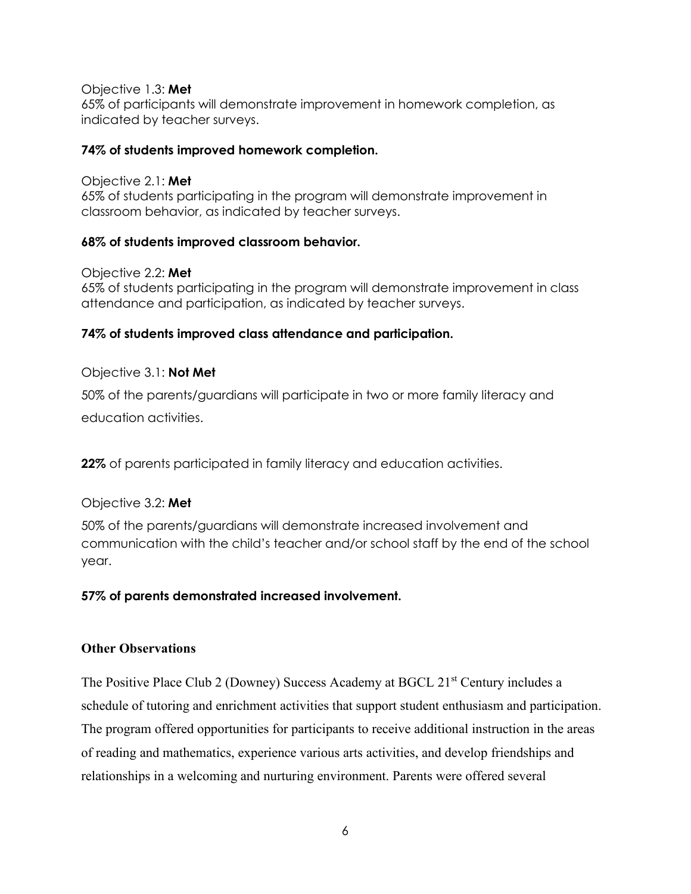Objective 1.3: **Met**
65% of participants will demonstrate improvement in homework completion, as indicated by teacher surveys.

**74% of students improved homework completion.**

Objective 2.1: **Met**
65% of students participating in the program will demonstrate improvement in classroom behavior, as indicated by teacher surveys.

**68% of students improved classroom behavior.**

Objective 2.2: **Met**
65% of students participating in the program will demonstrate improvement in class attendance and participation, as indicated by teacher surveys.

**74% of students improved class attendance and participation.**

Objective 3.1: **Not Met**

50% of the parents/guardians will participate in two or more family literacy and education activities.

**22%** of parents participated in family literacy and education activities.

Objective 3.2: **Met**

50% of the parents/guardians will demonstrate increased involvement and communication with the child's teacher and/or school staff by the end of the school year.

**57% of parents demonstrated increased involvement.**

**Other Observations**

The Positive Place Club 2 (Downey) Success Academy at BGCL 21st Century includes a schedule of tutoring and enrichment activities that support student enthusiasm and participation. The program offered opportunities for participants to receive additional instruction in the areas of reading and mathematics, experience various arts activities, and develop friendships and relationships in a welcoming and nurturing environment. Parents were offered several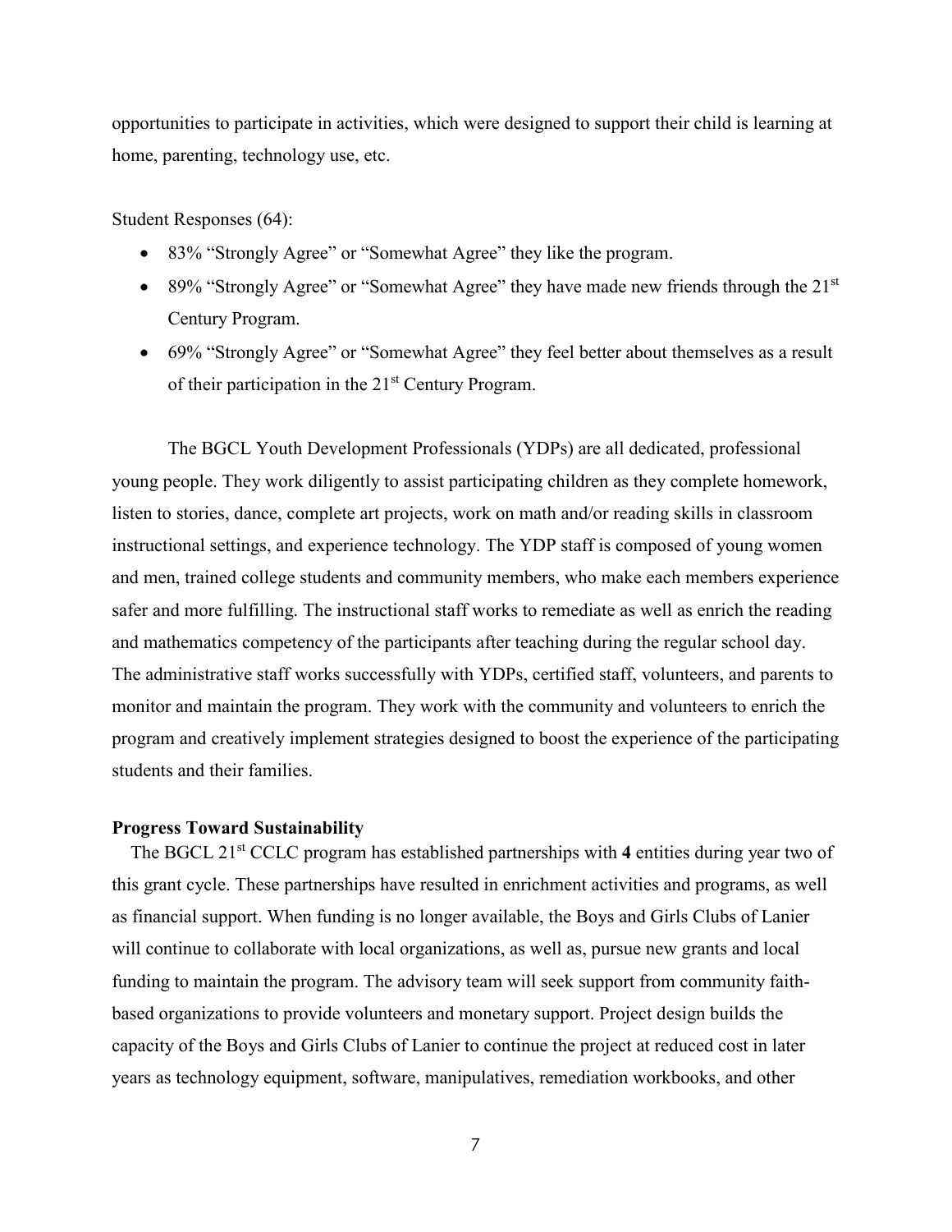opportunities to participate in activities, which were designed to support their child is learning at home, parenting, technology use, etc.

Student Responses (64):

- 83% "Strongly Agree" or "Somewhat Agree" they like the program.
- 89% "Strongly Agree" or "Somewhat Agree" they have made new friends through the 21st Century Program.
- 69% "Strongly Agree" or "Somewhat Agree" they feel better about themselves as a result of their participation in the 21st Century Program.

The BGCL Youth Development Professionals (YDPs) are all dedicated, professional young people. They work diligently to assist participating children as they complete homework, listen to stories, dance, complete art projects, work on math and/or reading skills in classroom instructional settings, and experience technology. The YDP staff is composed of young women and men, trained college students and community members, who make each members experience safer and more fulfilling. The instructional staff works to remediate as well as enrich the reading and mathematics competency of the participants after teaching during the regular school day. The administrative staff works successfully with YDPs, certified staff, volunteers, and parents to monitor and maintain the program. They work with the community and volunteers to enrich the program and creatively implement strategies designed to boost the experience of the participating students and their families.

**Progress Toward Sustainability**

The BGCL 21st CCLC program has established partnerships with **4** entities during year two of this grant cycle. These partnerships have resulted in enrichment activities and programs, as well as financial support. When funding is no longer available, the Boys and Girls Clubs of Lanier will continue to collaborate with local organizations, as well as, pursue new grants and local funding to maintain the program. The advisory team will seek support from community faith-based organizations to provide volunteers and monetary support. Project design builds the capacity of the Boys and Girls Clubs of Lanier to continue the project at reduced cost in later years as technology equipment, software, manipulatives, remediation workbooks, and other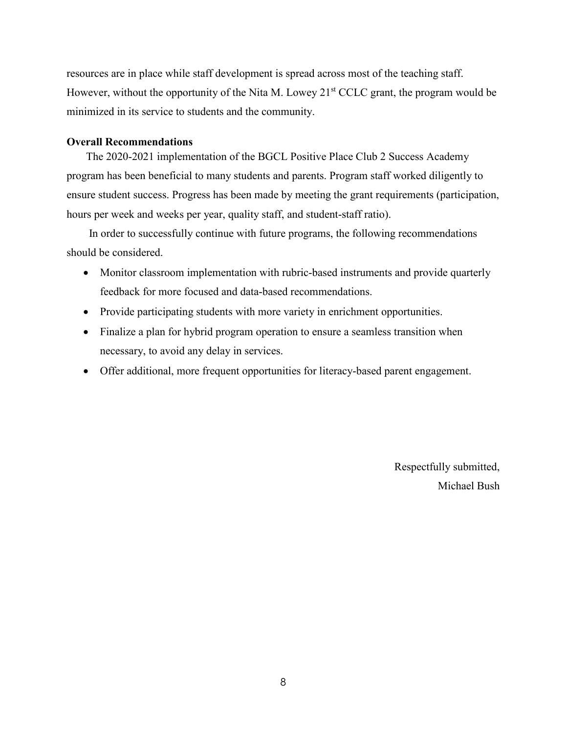resources are in place while staff development is spread across most of the teaching staff. However, without the opportunity of the Nita M. Lowey 21st CCLC grant, the program would be minimized in its service to students and the community.

**Overall Recommendations**

The 2020-2021 implementation of the BGCL Positive Place Club 2 Success Academy program has been beneficial to many students and parents. Program staff worked diligently to ensure student success. Progress has been made by meeting the grant requirements (participation, hours per week and weeks per year, quality staff, and student-staff ratio).

In order to successfully continue with future programs, the following recommendations should be considered.

- Monitor classroom implementation with rubric-based instruments and provide quarterly feedback for more focused and data-based recommendations.
- Provide participating students with more variety in enrichment opportunities.
- Finalize a plan for hybrid program operation to ensure a seamless transition when necessary, to avoid any delay in services.
- Offer additional, more frequent opportunities for literacy-based parent engagement.

Respectfully submitted,
Michael Bush